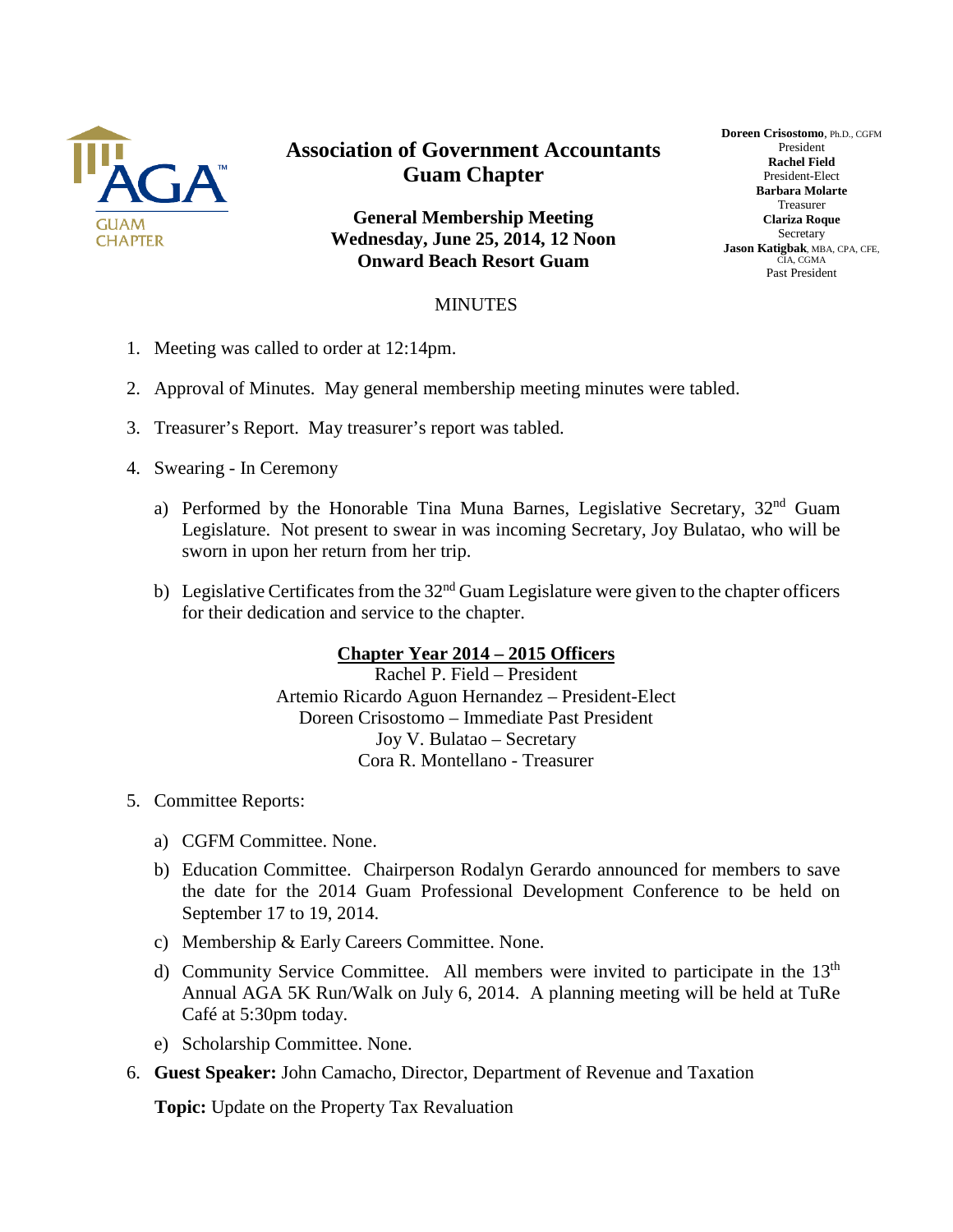# Association of Government Accountants Guam Chapter

**General Membership Meeting**
**Wednesday, June 25, 2014, 12 Noon**
**Onward Beach Resort Guam**

**Doreen Crisostomo**, Ph.D., CGFM
President
**Rachel Field**
President-Elect
**Barbara Molarte**
Treasurer
**Clariza Roque**
Secretary
**Jason Katigbak**, MBA, CPA, CFE, CIA, CGMA
Past President

MINUTES

1. Meeting was called to order at 12:14pm.

2. Approval of Minutes. May general membership meeting minutes were tabled.

3. Treasurer's Report. May treasurer's report was tabled.

4. Swearing - In Ceremony

   a) Performed by the Honorable Tina Muna Barnes, Legislative Secretary, 32nd Guam Legislature. Not present to swear in was incoming Secretary, Joy Bulatao, who will be sworn in upon her return from her trip.

   b) Legislative Certificates from the 32nd Guam Legislature were given to the chapter officers for their dedication and service to the chapter.

   **Chapter Year 2014 – 2015 Officers**

   Rachel P. Field – President
   Artemio Ricardo Aguon Hernandez – President-Elect
   Doreen Crisostomo – Immediate Past President
   Joy V. Bulatao – Secretary
   Cora R. Montellano - Treasurer

5. Committee Reports:

   a) CGFM Committee. None.

   b) Education Committee. Chairperson Rodalyn Gerardo announced for members to save the date for the 2014 Guam Professional Development Conference to be held on September 17 to 19, 2014.

   c) Membership & Early Careers Committee. None.

   d) Community Service Committee. All members were invited to participate in the 13th Annual AGA 5K Run/Walk on July 6, 2014. A planning meeting will be held at TuRe Café at 5:30pm today.

   e) Scholarship Committee. None.

6. **Guest Speaker:** John Camacho, Director, Department of Revenue and Taxation

   **Topic:** Update on the Property Tax Revaluation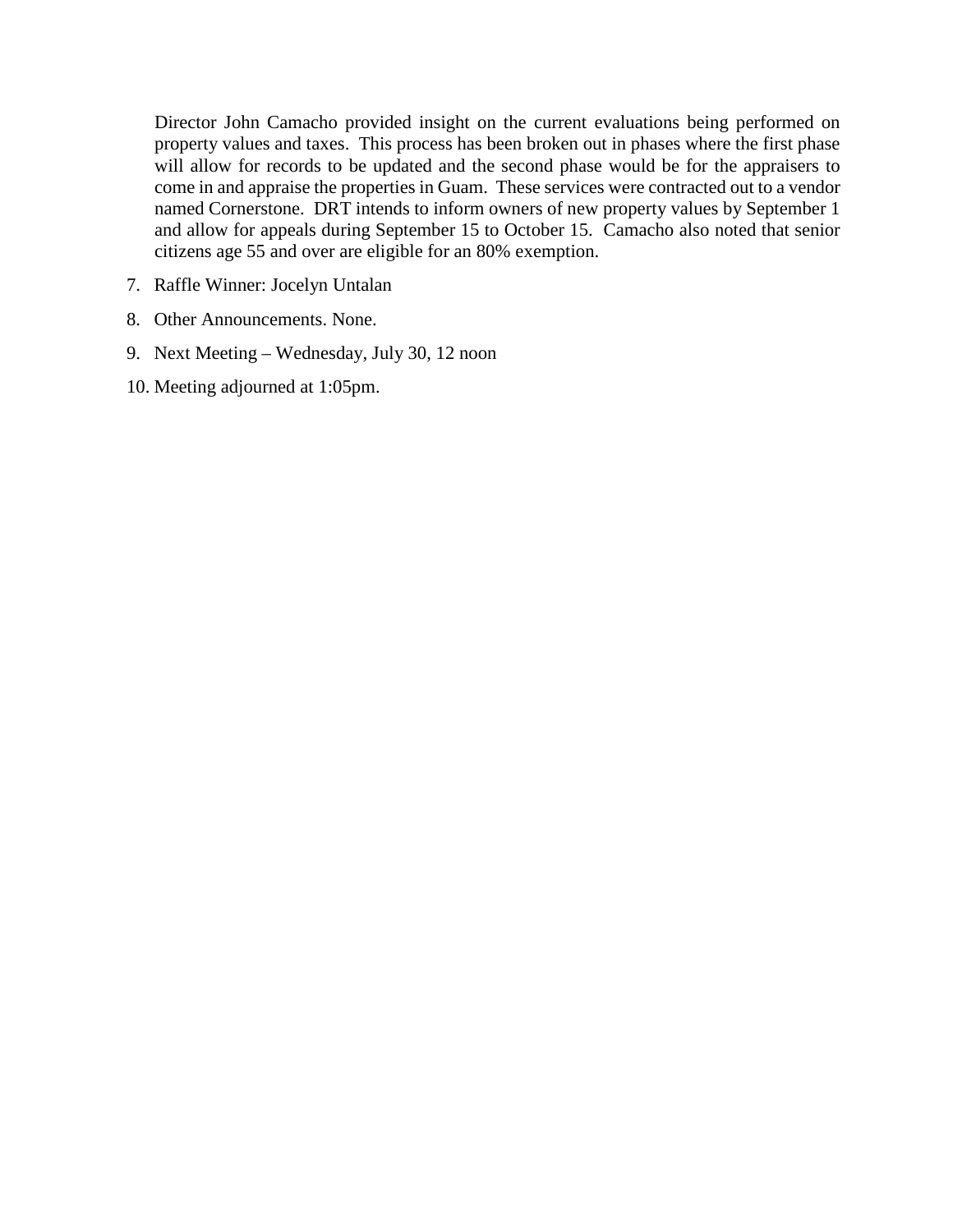Director John Camacho provided insight on the current evaluations being performed on property values and taxes. This process has been broken out in phases where the first phase will allow for records to be updated and the second phase would be for the appraisers to come in and appraise the properties in Guam. These services were contracted out to a vendor named Cornerstone. DRT intends to inform owners of new property values by September 1 and allow for appeals during September 15 to October 15. Camacho also noted that senior citizens age 55 and over are eligible for an 80% exemption.

7. Raffle Winner: Jocelyn Untalan
8. Other Announcements. None.
9. Next Meeting – Wednesday, July 30, 12 noon
10. Meeting adjourned at 1:05pm.